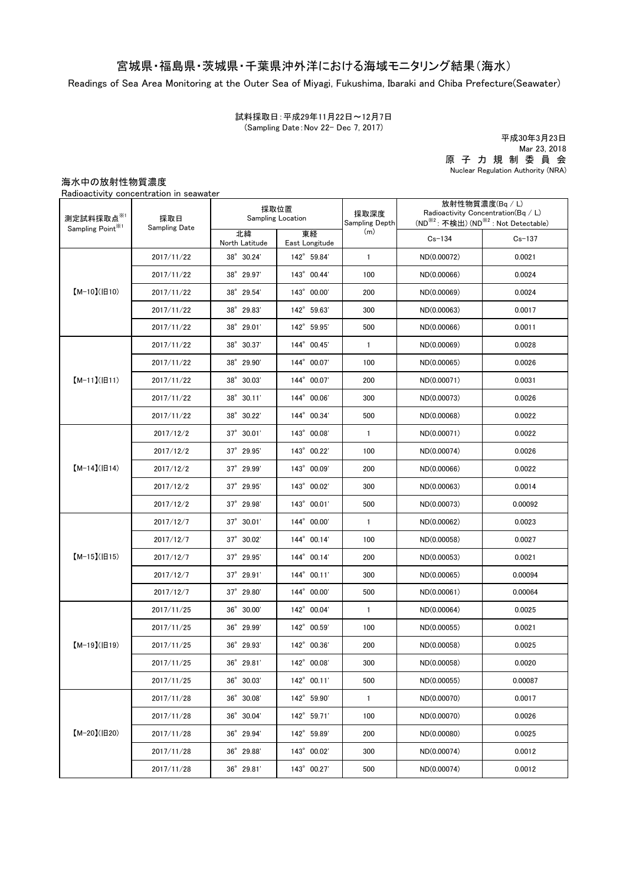# 宮城県・福島県・茨城県・千葉県沖外洋における海域モニタリング結果（海水）

Readings of Sea Area Monitoring at the Outer Sea of Miyagi, Fukushima, Ibaraki and Chiba Prefecture(Seawater)

試料採取日：平成29年11月22日～12月7日
(Sampling Date：Nov 22- Dec 7, 2017)

平成30年3月23日
Mar 23, 2018
原子力規制委員会
Nuclear Regulation Authority (NRA)

海水中の放射性物質濃度
Radioactivity concentration in seawater

| 測定試料採取点※1 Sampling Point※1 | 採取日 Sampling Date | 採取位置 Sampling Location | | 採取深度 Sampling Depth (m) | 放射性物質濃度(Bq / L) Radioactivity Concentration(Bq / L) (ND※2：不検出) (ND※2：Not Detectable) | |
|---|---|---|---|---|---|---|
| | | 北緯 North Latitude | 東経 East Longitude | | Cs-134 | Cs-137 |
| 【M-10】(旧10) | 2017/11/22 | 38° 30.24' | 142° 59.84' | 1 | ND(0.00072) | 0.0021 |
| | 2017/11/22 | 38° 29.97' | 143° 00.44' | 100 | ND(0.00066) | 0.0024 |
| | 2017/11/22 | 38° 29.54' | 143° 00.00' | 200 | ND(0.00069) | 0.0024 |
| | 2017/11/22 | 38° 29.83' | 142° 59.63' | 300 | ND(0.00063) | 0.0017 |
| | 2017/11/22 | 38° 29.01' | 142° 59.95' | 500 | ND(0.00066) | 0.0011 |
| 【M-11】(旧11) | 2017/11/22 | 38° 30.37' | 144° 00.45' | 1 | ND(0.00069) | 0.0028 |
| | 2017/11/22 | 38° 29.90' | 144° 00.07' | 100 | ND(0.00065) | 0.0026 |
| | 2017/11/22 | 38° 30.03' | 144° 00.07' | 200 | ND(0.00071) | 0.0031 |
| | 2017/11/22 | 38° 30.11' | 144° 00.06' | 300 | ND(0.00073) | 0.0026 |
| | 2017/11/22 | 38° 30.22' | 144° 00.34' | 500 | ND(0.00068) | 0.0022 |
| 【M-14】(旧14) | 2017/12/2 | 37° 30.01' | 143° 00.08' | 1 | ND(0.00071) | 0.0022 |
| | 2017/12/2 | 37° 29.95' | 143° 00.22' | 100 | ND(0.00074) | 0.0026 |
| | 2017/12/2 | 37° 29.99' | 143° 00.09' | 200 | ND(0.00066) | 0.0022 |
| | 2017/12/2 | 37° 29.95' | 143° 00.02' | 300 | ND(0.00063) | 0.0014 |
| | 2017/12/2 | 37° 29.98' | 143° 00.01' | 500 | ND(0.00073) | 0.00092 |
| 【M-15】(旧15) | 2017/12/7 | 37° 30.01' | 144° 00.00' | 1 | ND(0.00062) | 0.0023 |
| | 2017/12/7 | 37° 30.02' | 144° 00.14' | 100 | ND(0.00058) | 0.0027 |
| | 2017/12/7 | 37° 29.95' | 144° 00.14' | 200 | ND(0.00053) | 0.0021 |
| | 2017/12/7 | 37° 29.91' | 144° 00.11' | 300 | ND(0.00065) | 0.00094 |
| | 2017/12/7 | 37° 29.80' | 144° 00.00' | 500 | ND(0.00061) | 0.00064 |
| 【M-19】(旧19) | 2017/11/25 | 36° 30.00' | 142° 00.04' | 1 | ND(0.00064) | 0.0025 |
| | 2017/11/25 | 36° 29.99' | 142° 00.59' | 100 | ND(0.00055) | 0.0021 |
| | 2017/11/25 | 36° 29.93' | 142° 00.36' | 200 | ND(0.00058) | 0.0025 |
| | 2017/11/25 | 36° 29.81' | 142° 00.08' | 300 | ND(0.00058) | 0.0020 |
| | 2017/11/25 | 36° 30.03' | 142° 00.11' | 500 | ND(0.00055) | 0.00087 |
| 【M-20】(旧20) | 2017/11/28 | 36° 30.08' | 142° 59.90' | 1 | ND(0.00070) | 0.0017 |
| | 2017/11/28 | 36° 30.04' | 142° 59.71' | 100 | ND(0.00070) | 0.0026 |
| | 2017/11/28 | 36° 29.94' | 142° 59.89' | 200 | ND(0.00080) | 0.0025 |
| | 2017/11/28 | 36° 29.88' | 143° 00.02' | 300 | ND(0.00074) | 0.0012 |
| | 2017/11/28 | 36° 29.81' | 143° 00.27' | 500 | ND(0.00074) | 0.0012 |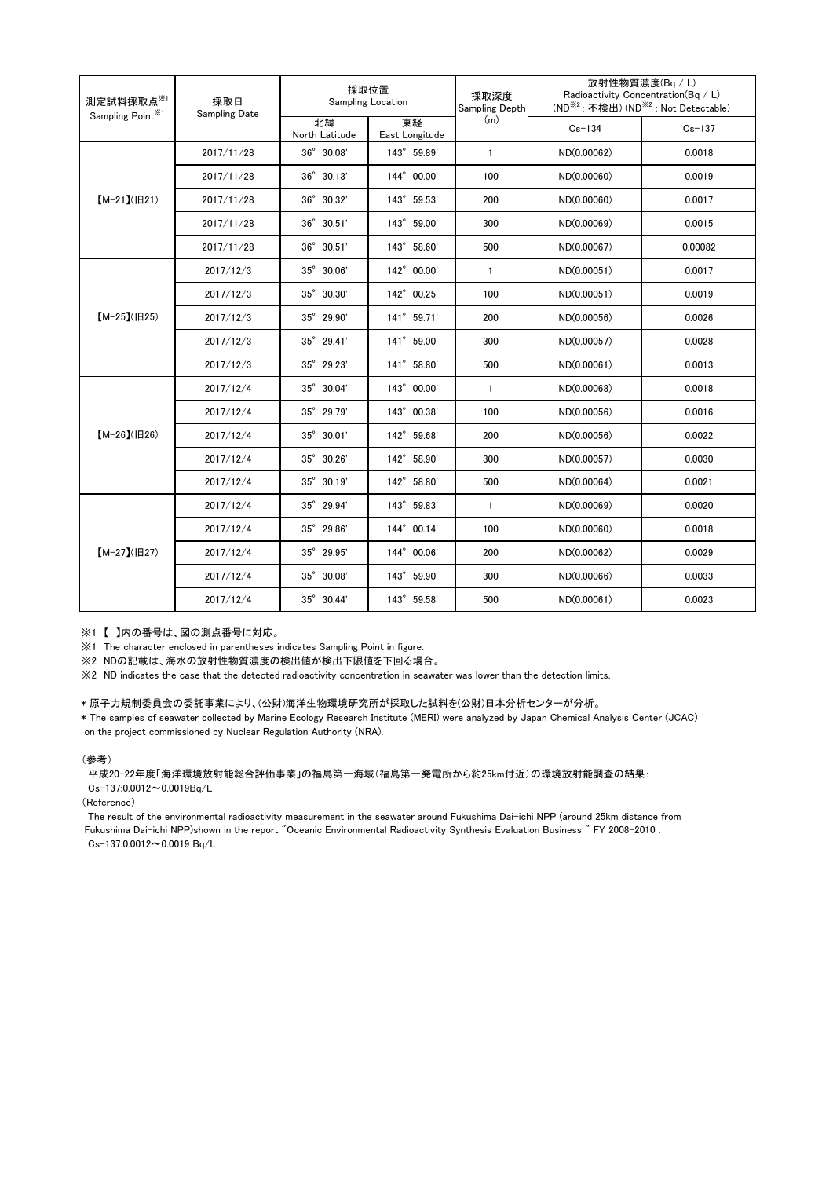| 測定試料採取点※1 Sampling Point※1 | 採取日 Sampling Date | 採取位置 Sampling Location | | 採取深度 Sampling Depth (m) | 放射性物質濃度(Bq / L) Radioactivity Concentration(Bq / L) (ND※2 : 不検出) (ND※2 : Not Detectable) | |
|---|---|---|---|---|---|---|
| | | 北緯 North Latitude | 東経 East Longitude | | Cs-134 | Cs-137 |
| 【M-21】(旧21) | 2017/11/28 | 36° 30.08' | 143° 59.89' | 1 | ND(0.00062) | 0.0018 |
| | 2017/11/28 | 36° 30.13' | 144° 00.00' | 100 | ND(0.00060) | 0.0019 |
| | 2017/11/28 | 36° 30.32' | 143° 59.53' | 200 | ND(0.00060) | 0.0017 |
| | 2017/11/28 | 36° 30.51' | 143° 59.00' | 300 | ND(0.00069) | 0.0015 |
| | 2017/11/28 | 36° 30.51' | 143° 58.60' | 500 | ND(0.00067) | 0.00082 |
| 【M-25】(旧25) | 2017/12/3 | 35° 30.06' | 142° 00.00' | 1 | ND(0.00051) | 0.0017 |
| | 2017/12/3 | 35° 30.30' | 142° 00.25' | 100 | ND(0.00051) | 0.0019 |
| | 2017/12/3 | 35° 29.90' | 141° 59.71' | 200 | ND(0.00056) | 0.0026 |
| | 2017/12/3 | 35° 29.41' | 141° 59.00' | 300 | ND(0.00057) | 0.0028 |
| | 2017/12/3 | 35° 29.23' | 141° 58.80' | 500 | ND(0.00061) | 0.0013 |
| 【M-26】(旧26) | 2017/12/4 | 35° 30.04' | 143° 00.00' | 1 | ND(0.00068) | 0.0018 |
| | 2017/12/4 | 35° 29.79' | 143° 00.38' | 100 | ND(0.00056) | 0.0016 |
| | 2017/12/4 | 35° 30.01' | 142° 59.68' | 200 | ND(0.00056) | 0.0022 |
| | 2017/12/4 | 35° 30.26' | 142° 58.90' | 300 | ND(0.00057) | 0.0030 |
| | 2017/12/4 | 35° 30.19' | 142° 58.80' | 500 | ND(0.00064) | 0.0021 |
| 【M-27】(旧27) | 2017/12/4 | 35° 29.94' | 143° 59.83' | 1 | ND(0.00069) | 0.0020 |
| | 2017/12/4 | 35° 29.86' | 144° 00.14' | 100 | ND(0.00060) | 0.0018 |
| | 2017/12/4 | 35° 29.95' | 144° 00.06' | 200 | ND(0.00062) | 0.0029 |
| | 2017/12/4 | 35° 30.08' | 143° 59.90' | 300 | ND(0.00066) | 0.0033 |
| | 2017/12/4 | 35° 30.44' | 143° 59.58' | 500 | ND(0.00061) | 0.0023 |

※1 【 】内の番号は、図の測点番号に対応。

※1 The character enclosed in parentheses indicates Sampling Point in figure.

※2 NDの記載は、海水の放射性物質濃度の検出値が検出下限値を下回る場合。

※2 ND indicates the case that the detected radioactivity concentration in seawater was lower than the detection limits.

＊原子力規制委員会の委託事業により、(公財)海洋生物環境研究所が採取した試料を(公財)日本分析センターが分析。

＊The samples of seawater collected by Marine Ecology Research Institute (MERI) were analyzed by Japan Chemical Analysis Center (JCAC) on the project commissioned by Nuclear Regulation Authority (NRA).

(参考)

平成20-22年度「海洋環境放射能総合評価事業」の福島第一海域(福島第一発電所から約25km付近)の環境放射能調査の結果:
Cs-137:0.0012～0.0019Bq/L

(Reference)

The result of the environmental radioactivity measurement in the seawater around Fukushima Dai-ichi NPP (around 25km distance from Fukushima Dai-ichi NPP)shown in the report "Oceanic Environmental Radioactivity Synthesis Evaluation Business " FY 2008-2010 :
Cs-137:0.0012～0.0019 Bq/L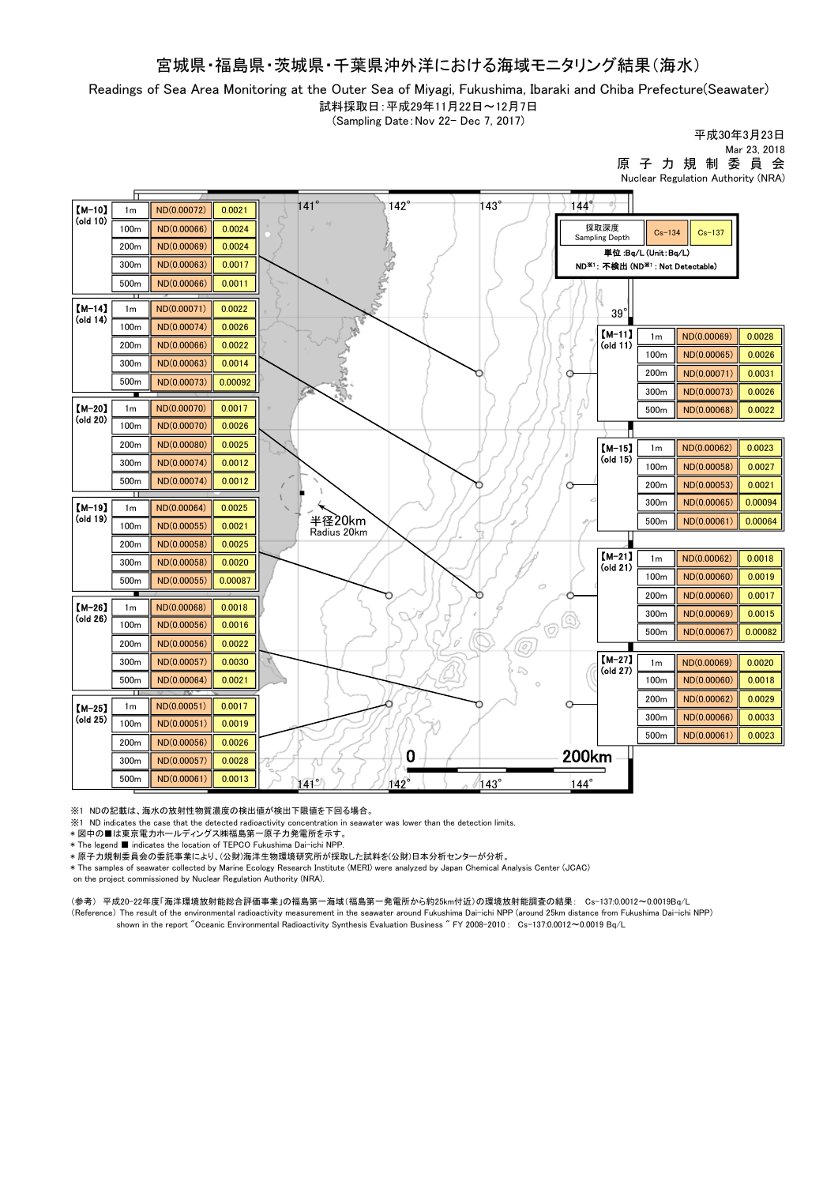# 宮城県・福島県・茨城県・千葉県沖外洋における海域モニタリング結果（海水）

Readings of Sea Area Monitoring at the Outer Sea of Miyagi, Fukushima, Ibaraki and Chiba Prefecture(Seawater)

試料採取日：平成29年11月22日～12月7日

(Sampling Date：Nov 22- Dec 7, 2017)

平成30年3月23日

Mar 23, 2018

原 子 力 規 制 委 員 会

Nuclear Regulation Authority (NRA)

| 採取深度 Sampling Depth | Cs-134 | Cs-137 |
|---|---|---|

単位：Bq/L (Unit：Bq/L)

ND※1：不検出 (ND※1：Not Detectable)

| 【M-10】 (old 10) | Cs-134 | Cs-137 |
|---|---|---|
| 1m | ND(0.00072) | 0.0021 |
| 100m | ND(0.00066) | 0.0024 |
| 200m | ND(0.00069) | 0.0024 |
| 300m | ND(0.00063) | 0.0017 |
| 500m | ND(0.00066) | 0.0011 |

| 【M-14】 (old 14) | Cs-134 | Cs-137 |
|---|---|---|
| 1m | ND(0.00071) | 0.0022 |
| 100m | ND(0.00074) | 0.0026 |
| 200m | ND(0.00066) | 0.0022 |
| 300m | ND(0.00063) | 0.0014 |
| 500m | ND(0.00073) | 0.00092 |

| 【M-20】 (old 20) | Cs-134 | Cs-137 |
|---|---|---|
| 1m | ND(0.00070) | 0.0017 |
| 100m | ND(0.00070) | 0.0026 |
| 200m | ND(0.00080) | 0.0025 |
| 300m | ND(0.00074) | 0.0012 |
| 500m | ND(0.00074) | 0.0012 |

| 【M-19】 (old 19) | Cs-134 | Cs-137 |
|---|---|---|
| 1m | ND(0.00064) | 0.0025 |
| 100m | ND(0.00055) | 0.0021 |
| 200m | ND(0.00058) | 0.0025 |
| 300m | ND(0.00058) | 0.0020 |
| 500m | ND(0.00055) | 0.00087 |

| 【M-26】 (old 26) | Cs-134 | Cs-137 |
|---|---|---|
| 1m | ND(0.00068) | 0.0018 |
| 100m | ND(0.00056) | 0.0016 |
| 200m | ND(0.00056) | 0.0022 |
| 300m | ND(0.00057) | 0.0030 |
| 500m | ND(0.00064) | 0.0021 |

| 【M-25】 (old 25) | Cs-134 | Cs-137 |
|---|---|---|
| 1m | ND(0.00051) | 0.0017 |
| 100m | ND(0.00051) | 0.0019 |
| 200m | ND(0.00056) | 0.0026 |
| 300m | ND(0.00057) | 0.0028 |
| 500m | ND(0.00061) | 0.0013 |

| 【M-11】 (old 11) | Cs-134 | Cs-137 |
|---|---|---|
| 1m | ND(0.00069) | 0.0028 |
| 100m | ND(0.00065) | 0.0026 |
| 200m | ND(0.00071) | 0.0031 |
| 300m | ND(0.00073) | 0.0026 |
| 500m | ND(0.00068) | 0.0022 |

| 【M-15】 (old 15) | Cs-134 | Cs-137 |
|---|---|---|
| 1m | ND(0.00062) | 0.0023 |
| 100m | ND(0.00058) | 0.0027 |
| 200m | ND(0.00053) | 0.0021 |
| 300m | ND(0.00065) | 0.00094 |
| 500m | ND(0.00061) | 0.00064 |

| 【M-21】 (old 21) | Cs-134 | Cs-137 |
|---|---|---|
| 1m | ND(0.00062) | 0.0018 |
| 100m | ND(0.00060) | 0.0019 |
| 200m | ND(0.00060) | 0.0017 |
| 300m | ND(0.00069) | 0.0015 |
| 500m | ND(0.00067) | 0.00082 |

| 【M-27】 (old 27) | Cs-134 | Cs-137 |
|---|---|---|
| 1m | ND(0.00069) | 0.0020 |
| 100m | ND(0.00060) | 0.0018 |
| 200m | ND(0.00062) | 0.0029 |
| 300m | ND(0.00066) | 0.0033 |
| 500m | ND(0.00061) | 0.0023 |

141° 142° 143° 144° 39°

半径20km Radius 20km

0 200km

※1 NDの記載は、海水の放射性物質濃度の検出値が検出下限値を下回る場合。

※1 ND indicates the case that the detected radioactivity concentration in seawater was lower than the detection limits.

＊図中の■は東京電力ホールディングス㈱福島第一原子力発電所を示す。

＊The legend ■ indicates the location of TEPCO Fukushima Dai-ichi NPP.

＊原子力規制委員会の委託事業により、(公財)海洋生物環境研究所が採取した試料を(公財)日本分析センターが分析。

＊The samples of seawater collected by Marine Ecology Research Institute (MERI) were analyzed by Japan Chemical Analysis Center (JCAC) on the project commissioned by Nuclear Regulation Authority (NRA).

(参考) 平成20-22年度「海洋環境放射能総合評価事業」の福島第一海域（福島第一発電所から約25km付近）の環境放射能調査の結果： Cs-137:0.0012～0.0019Bq/L

(Reference) The result of the environmental radioactivity measurement in the seawater around Fukushima Dai-ichi NPP (around 25km distance from Fukushima Dai-ichi NPP) shown in the report "Oceanic Environmental Radioactivity Synthesis Evaluation Business" FY 2008-2010： Cs-137:0.0012～0.0019 Bq/L